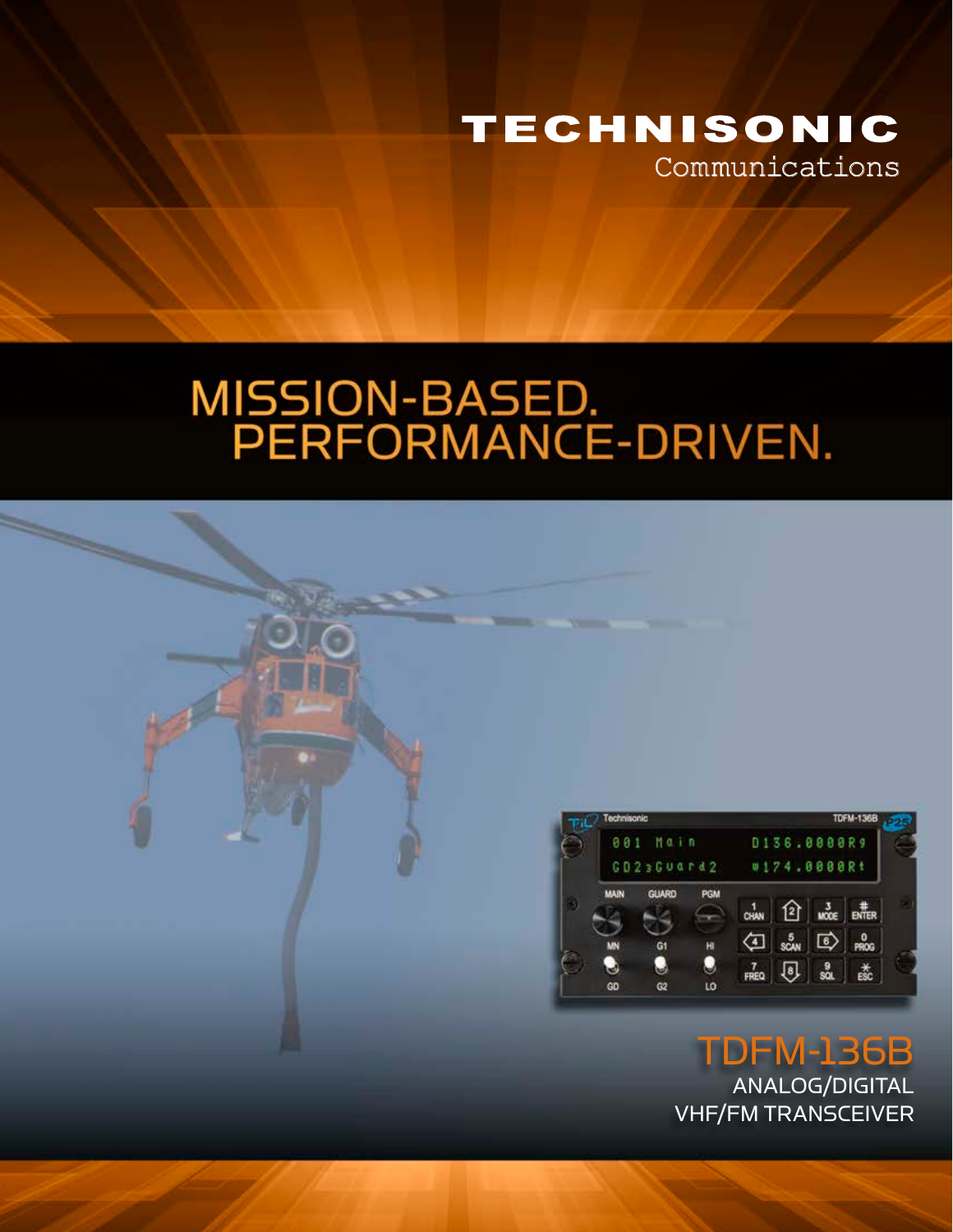# TECHNISONIC

Communications

## MISSION-BASED. PERFORMANCE-DRIVEN.

## TDFM-136B

ANALOG/DIGITAL VHF/FM TRANSCEIVER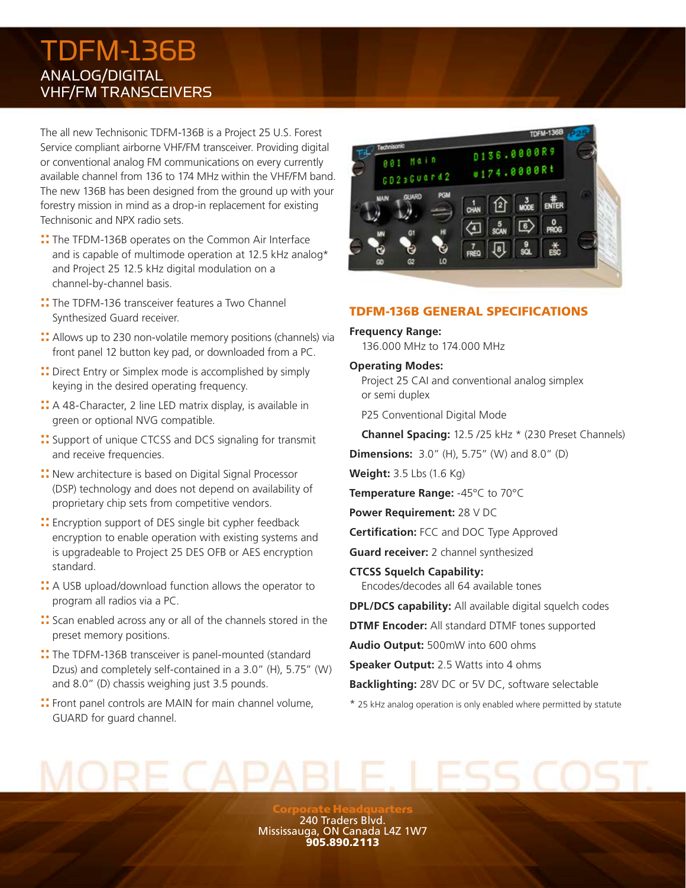# TDFM-136B

## ANALOG/DIGITAL VHF/FM TRANSCEIVERS

The all new Technisonic TDFM-136B is a Project 25 U.S. Forest Service compliant airborne VHF/FM transceiver. Providing digital or conventional analog FM communications on every currently available channel from 136 to 174 MHz within the VHF/FM band. The new 136B has been designed from the ground up with your forestry mission in mind as a drop-in replacement for existing Technisonic and NPX radio sets.

- The TFDM-136B operates on the Common Air Interface and is capable of multimode operation at 12.5 kHz analog* and Project 25 12.5 kHz digital modulation on a channel-by-channel basis.
- The TDFM-136 transceiver features a Two Channel Synthesized Guard receiver.
- Allows up to 230 non-volatile memory positions (channels) via front panel 12 button key pad, or downloaded from a PC.
- Direct Entry or Simplex mode is accomplished by simply keying in the desired operating frequency.
- A 48-Character, 2 line LED matrix display, is available in green or optional NVG compatible.
- Support of unique CTCSS and DCS signaling for transmit and receive frequencies.
- New architecture is based on Digital Signal Processor (DSP) technology and does not depend on availability of proprietary chip sets from competitive vendors.
- Encryption support of DES single bit cypher feedback encryption to enable operation with existing systems and is upgradeable to Project 25 DES OFB or AES encryption standard.
- A USB upload/download function allows the operator to program all radios via a PC.
- Scan enabled across any or all of the channels stored in the preset memory positions.
- The TDFM-136B transceiver is panel-mounted (standard Dzus) and completely self-contained in a 3.0" (H), 5.75" (W) and 8.0" (D) chassis weighing just 3.5 pounds.
- Front panel controls are MAIN for main channel volume, GUARD for guard channel.

## TDFM-136B GENERAL SPECIFICATIONS

**Frequency Range:**
136.000 MHz to 174.000 MHz

**Operating Modes:**
Project 25 CAI and conventional analog simplex or semi duplex

P25 Conventional Digital Mode

**Channel Spacing:** 12.5 /25 kHz * (230 Preset Channels)

**Dimensions:** 3.0" (H), 5.75" (W) and 8.0" (D)

**Weight:** 3.5 Lbs (1.6 Kg)

**Temperature Range:** -45°C to 70°C

**Power Requirement:** 28 V DC

**Certification:** FCC and DOC Type Approved

**Guard receiver:** 2 channel synthesized

**CTCSS Squelch Capability:**
Encodes/decodes all 64 available tones

**DPL/DCS capability:** All available digital squelch codes

**DTMF Encoder:** All standard DTMF tones supported

**Audio Output:** 500mW into 600 ohms

**Speaker Output:** 2.5 Watts into 4 ohms

**Backlighting:** 28V DC or 5V DC, software selectable

* 25 kHz analog operation is only enabled where permitted by statute

MORE CAPABLE. LESS COST.

**Corporate Headquarters**
240 Traders Blvd.
Mississauga, ON Canada L4Z 1W7
**905.890.2113**